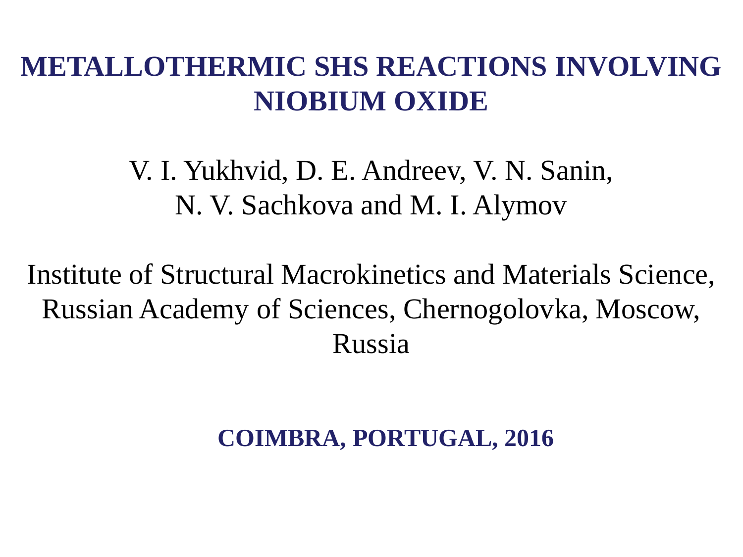# METALLOTHERMIC SHS REACTIONS INVOLVING NIOBIUM OXIDE

V. I. Yukhvid, D. E. Andreev, V. N. Sanin,
N. V. Sachkova and M. I. Alymov

Institute of Structural Macrokinetics and Materials Science,
Russian Academy of Sciences, Chernogolovka, Moscow,
Russia

**COIMBRA, PORTUGAL, 2016**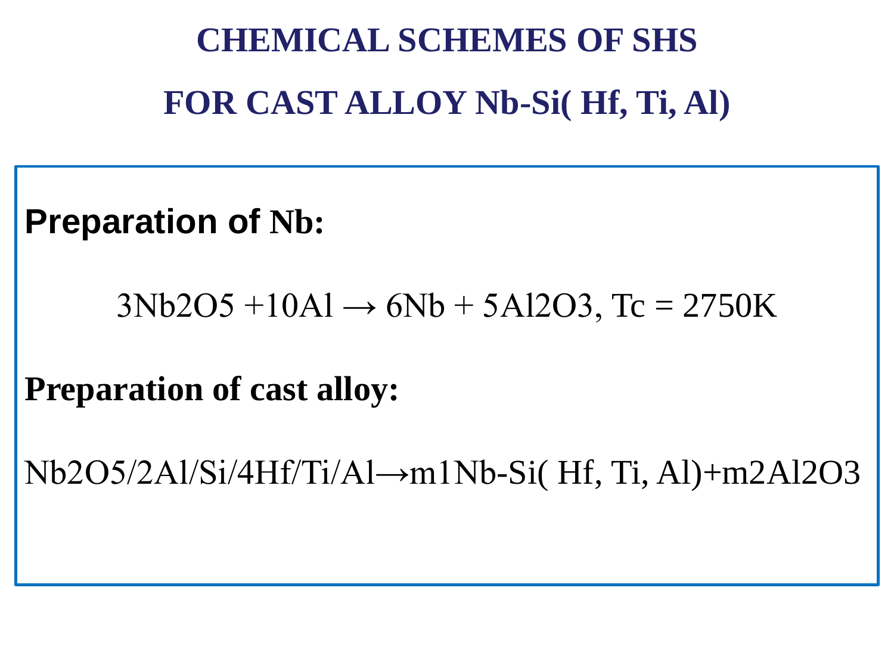# CHEMICAL SCHEMES OF SHS

## FOR CAST ALLOY Nb-Si( Hf, Ti, Al)

**Preparation of Nb:**

$$3Nb_2O_5 + 10Al \rightarrow 6Nb + 5Al_2O_3, \ T_c = 2750K$$

**Preparation of cast alloy:**

$$Nb_2O_5/2Al/Si/4Hf/Ti/Al \rightarrow m_1Nb\text{-}Si(\ Hf,\ Ti,\ Al) + m_2Al_2O_3$$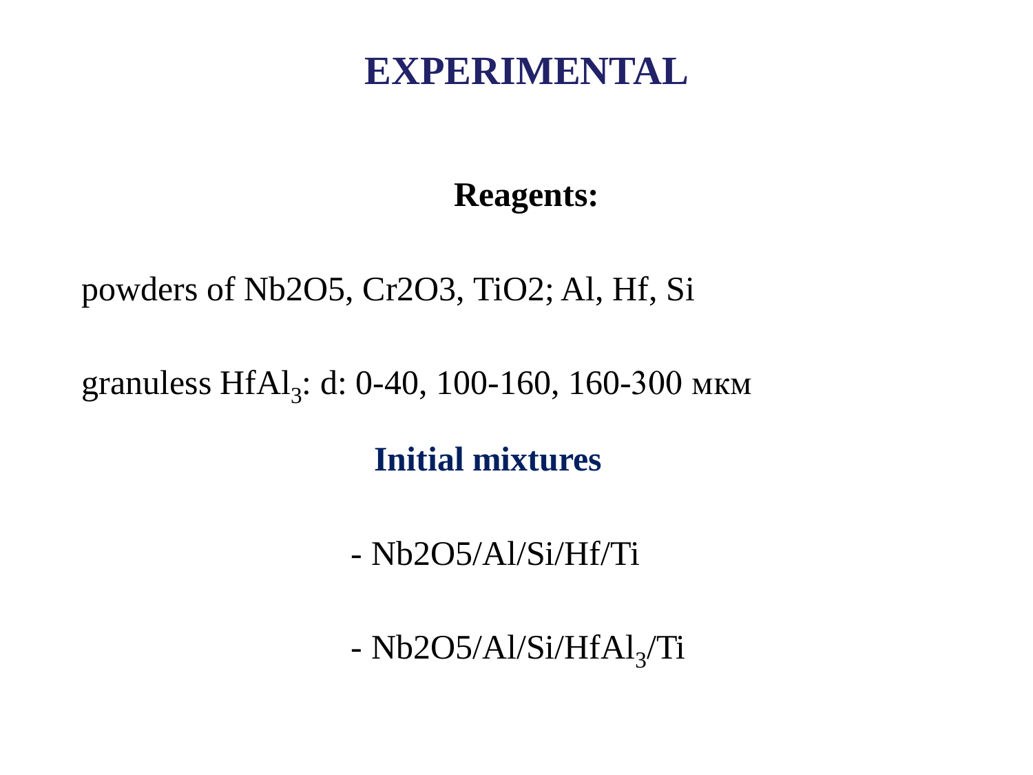# EXPERIMENTAL

## Reagents:

powders of $Nb_2O_5$, $Cr_2O_3$, $TiO_2$; Al, Hf, Si

granuless $HfAl_3$: d: 0-40, 100-160, 160-300 мкм

## Initial mixtures

- $Nb_2O_5$/Al/Si/Hf/Ti

- $Nb_2O_5$/Al/Si/$HfAl_3$/Ti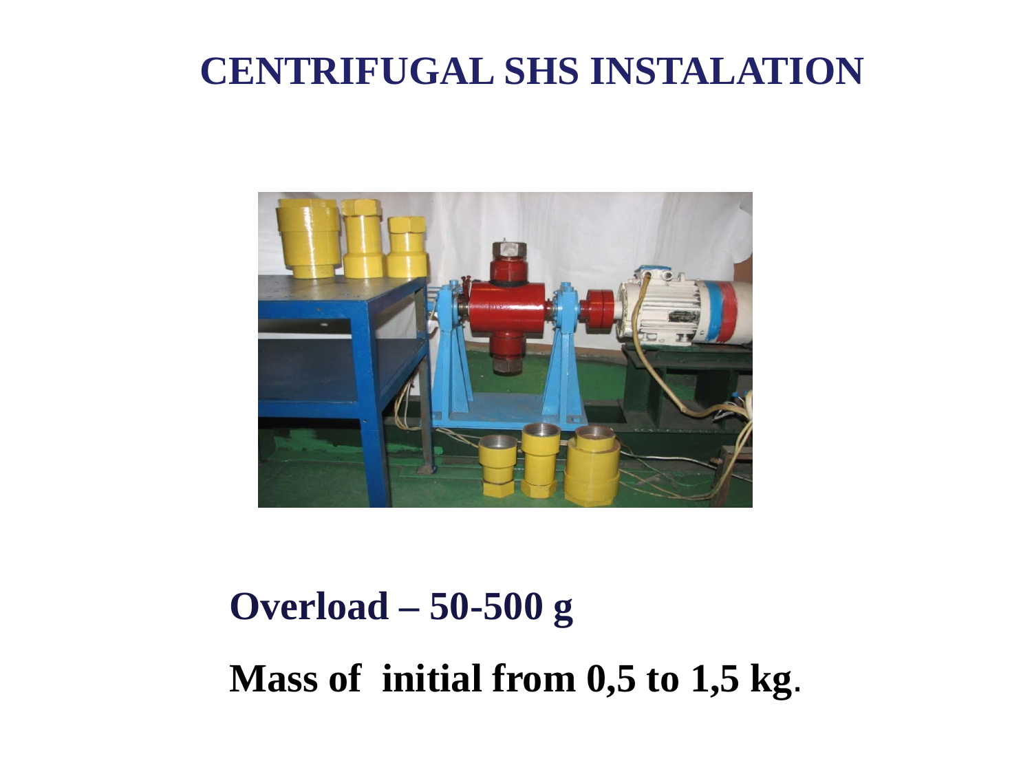# CENTRIFUGAL SHS INSTALATION

**Overload – 50-500 g**

**Mass of initial from 0,5 to 1,5 kg**.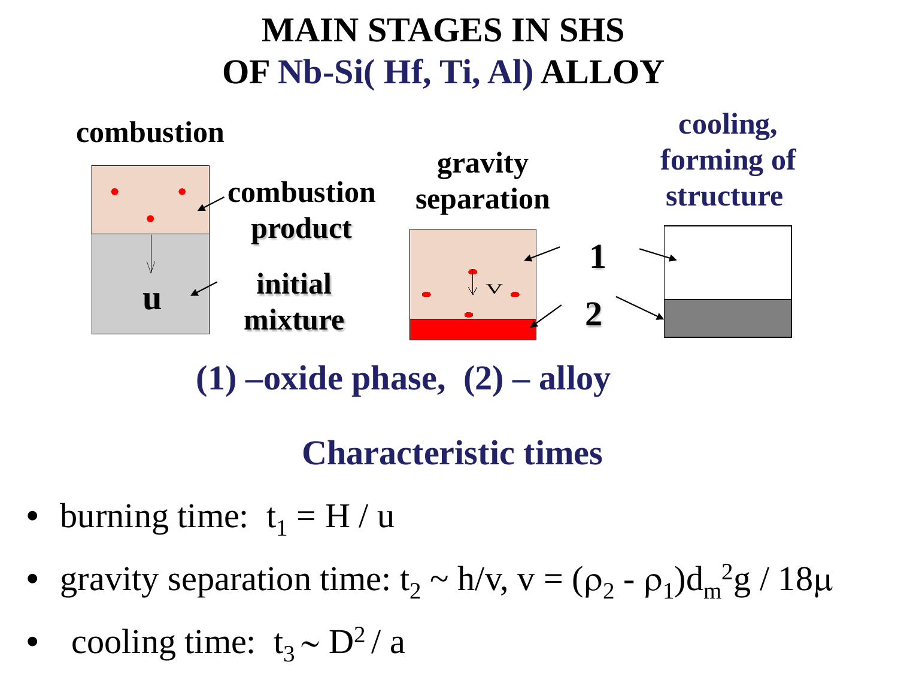# MAIN STAGES IN SHS OF Nb-Si( Hf, Ti, Al) ALLOY

combustion

combustion product

u

initial mixture

gravity separation

v

1

2

cooling, forming of structure

**(1) –oxide phase, (2) – alloy**

## Characteristic times

- burning time: $t_1 = H / u$
- gravity separation time: $t_2 \sim h/v$, $v = (\rho_2 - \rho_1) d_m^2 g / 18\mu$
- cooling time: $t_3 \sim D^2 / a$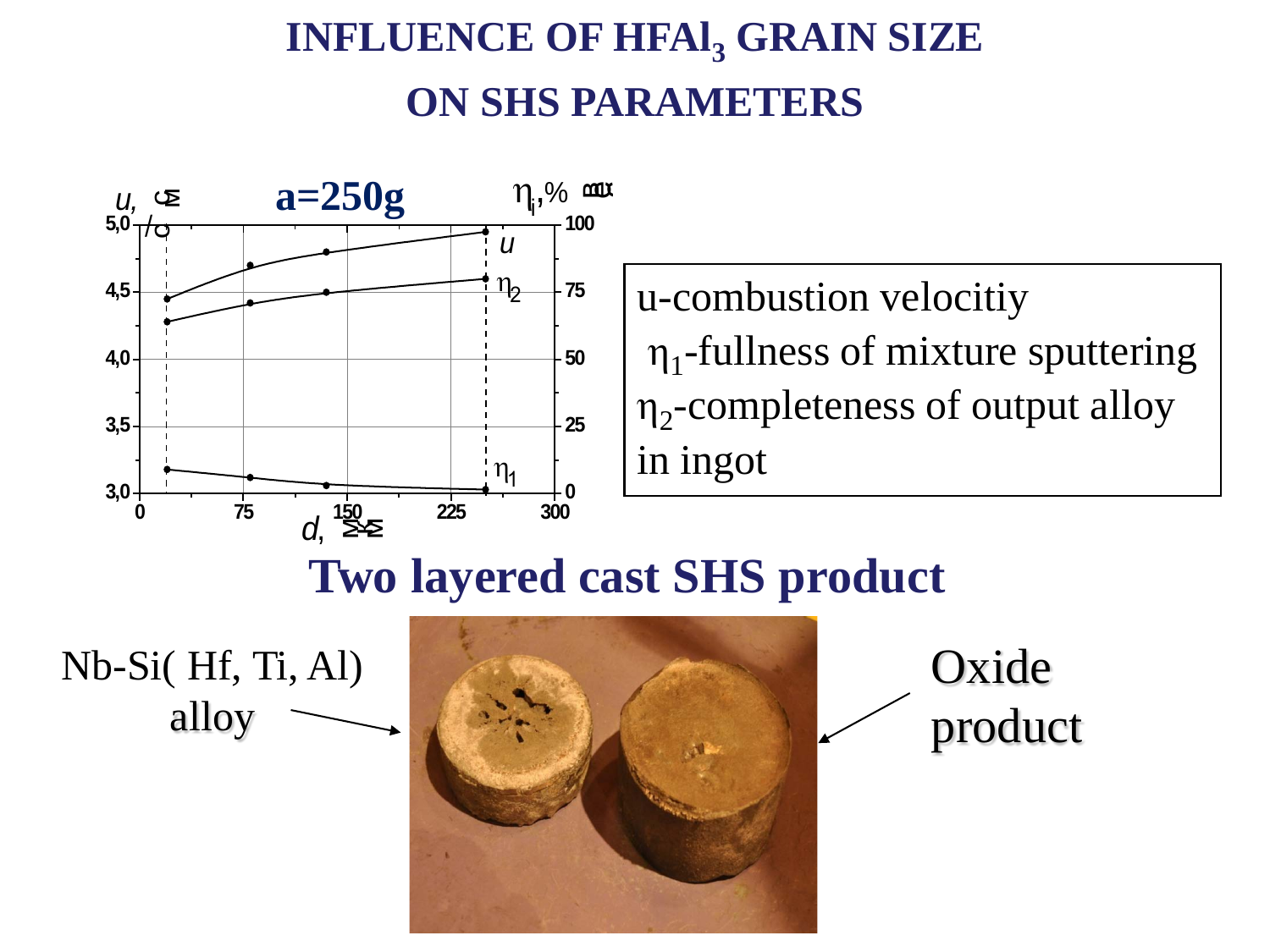# INFLUENCE OF $HFAl_3$ GRAIN SIZE ON SHS PARAMETERS

a=250g

u-combustion velocitiy
$\eta_1$-fullness of mixture sputtering
$\eta_2$-completeness of output alloy in ingot

## Two layered cast SHS product

Nb-Si( Hf, Ti, Al) alloy

Oxide product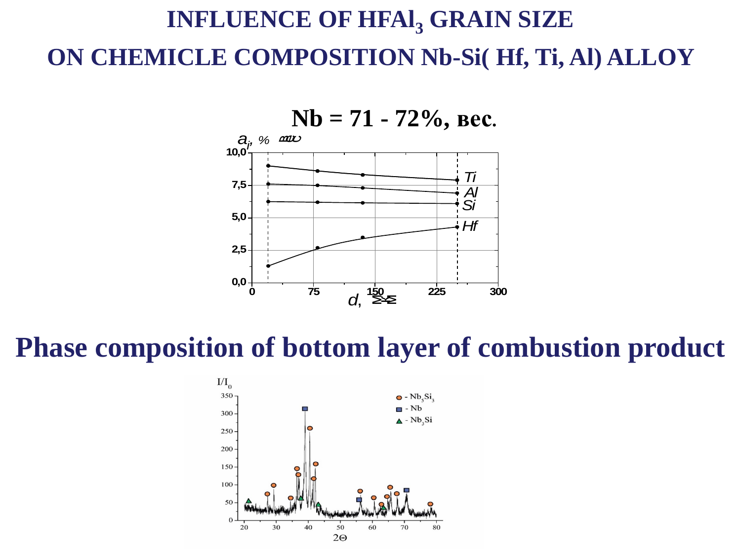# INFLUENCE OF $HFAl_3$ GRAIN SIZE ON CHEMICLE COMPOSITION Nb-Si( Hf, Ti, Al) ALLOY

**Nb = 71 - 72%, вес.**

# Phase composition of bottom layer of combustion product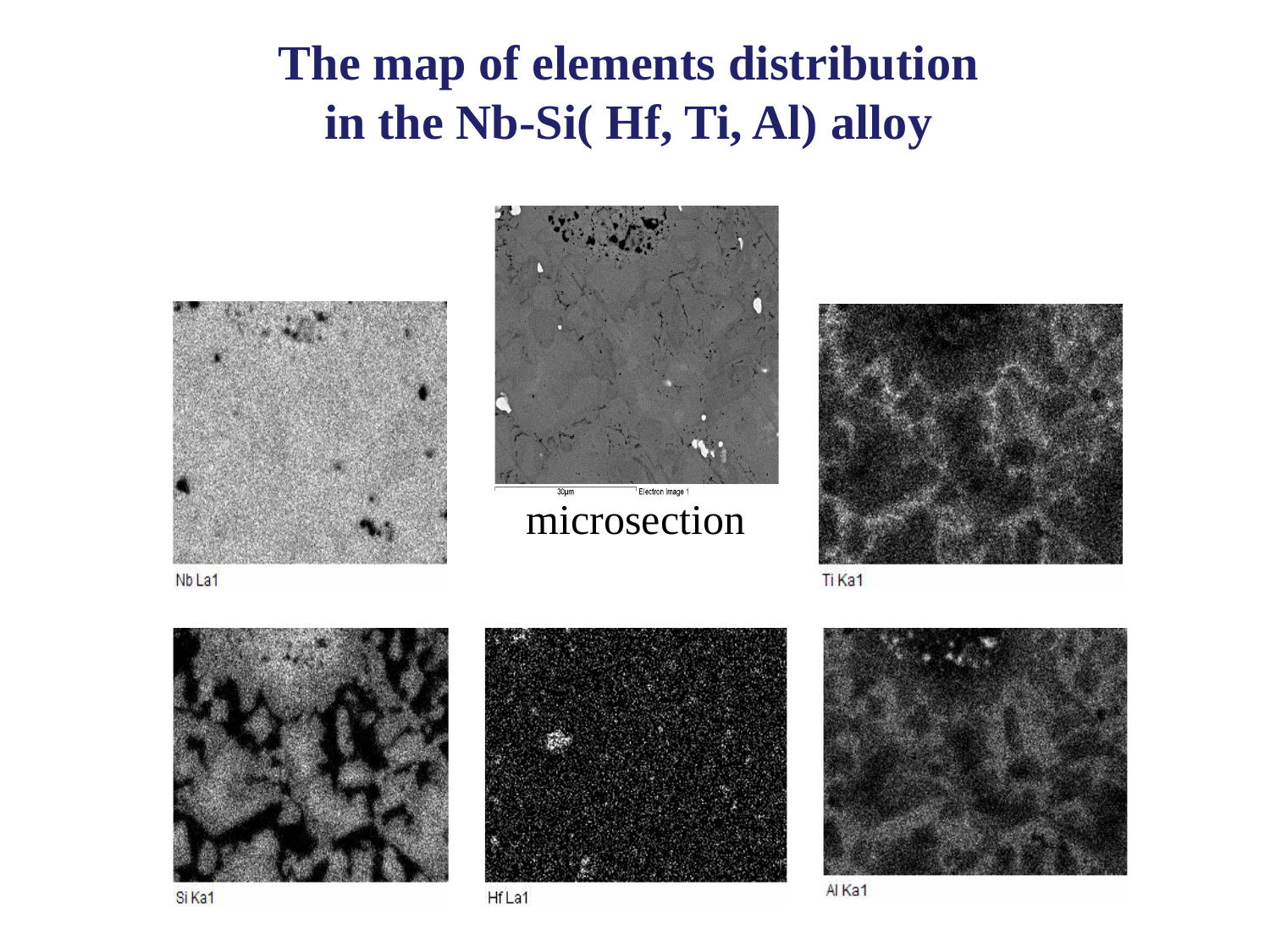# The map of elements distribution in the Nb-Si( Hf, Ti, Al) alloy

microsection

Nb La1

Ti Ka1

Si Ka1

Hf La1

Al Ka1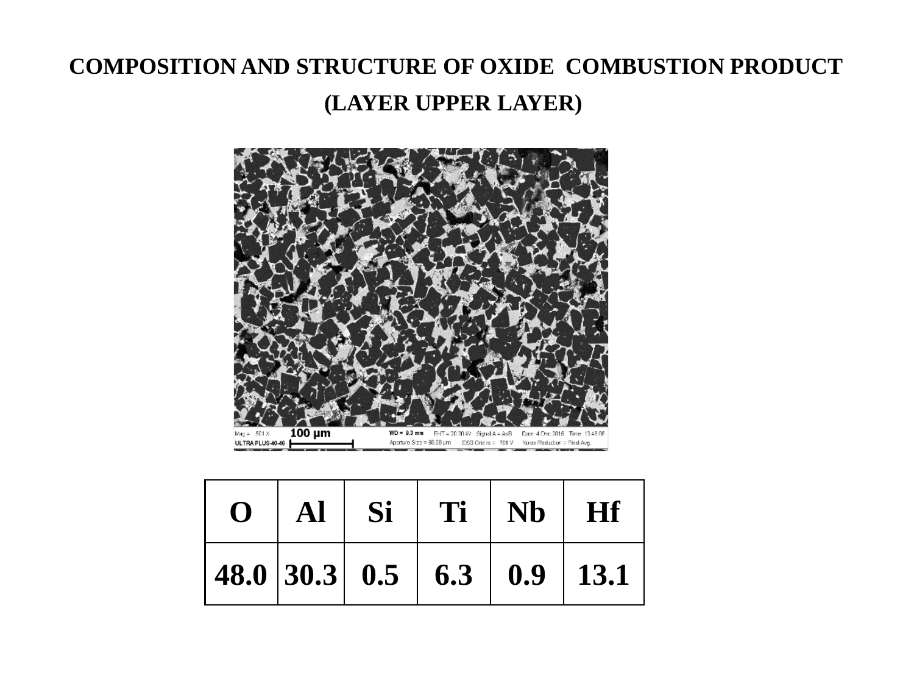# COMPOSITION AND STRUCTURE OF OXIDE COMBUSTION PRODUCT

## (LAYER UPPER LAYER)

| O | Al | Si | Ti | Nb | Hf |
|---|---|---|---|---|---|
| 48.0 | 30.3 | 0.5 | 6.3 | 0.9 | 13.1 |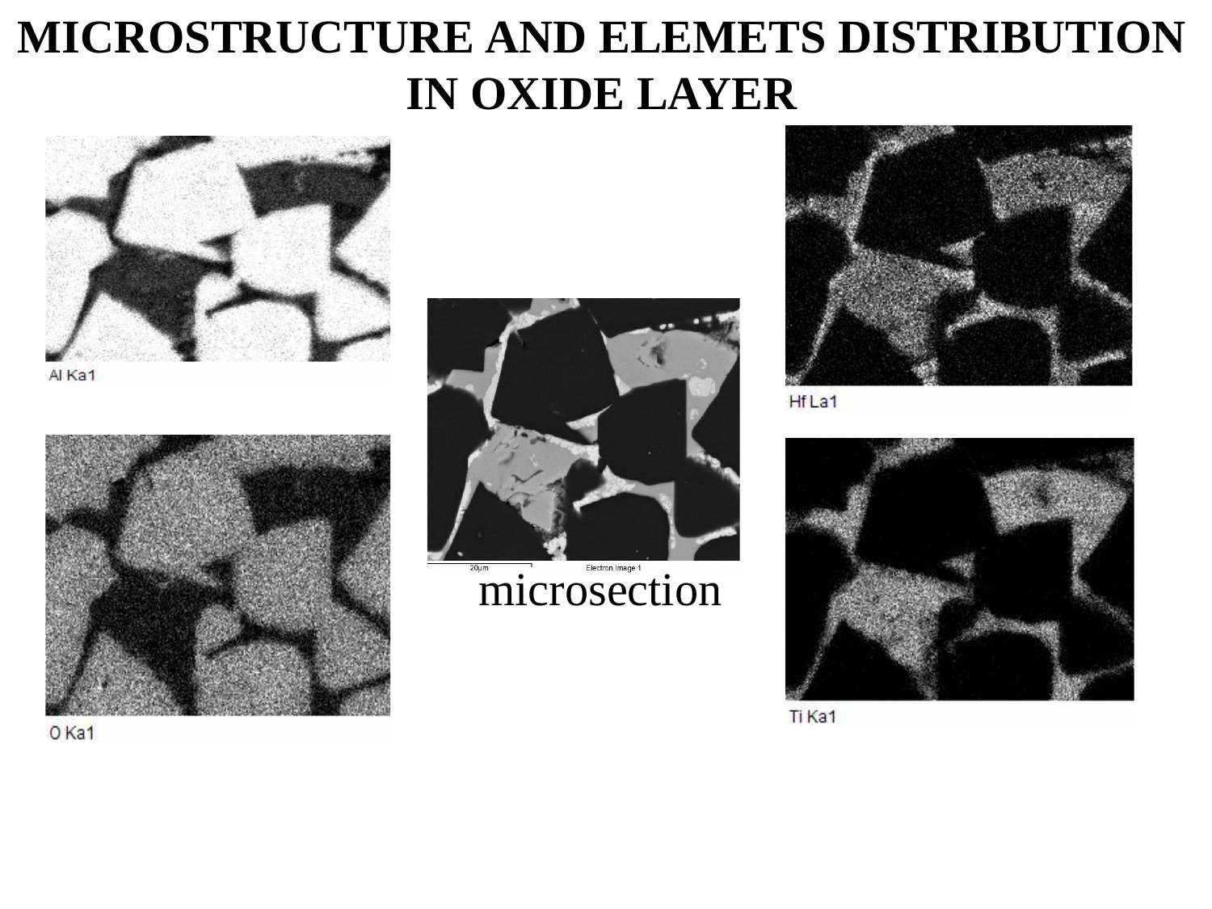# MICROSTRUCTURE AND ELEMETS DISTRIBUTION IN OXIDE LAYER

Al Ka1

Hf La1

O Ka1

Ti Ka1

20μm Electron Image 1

microsection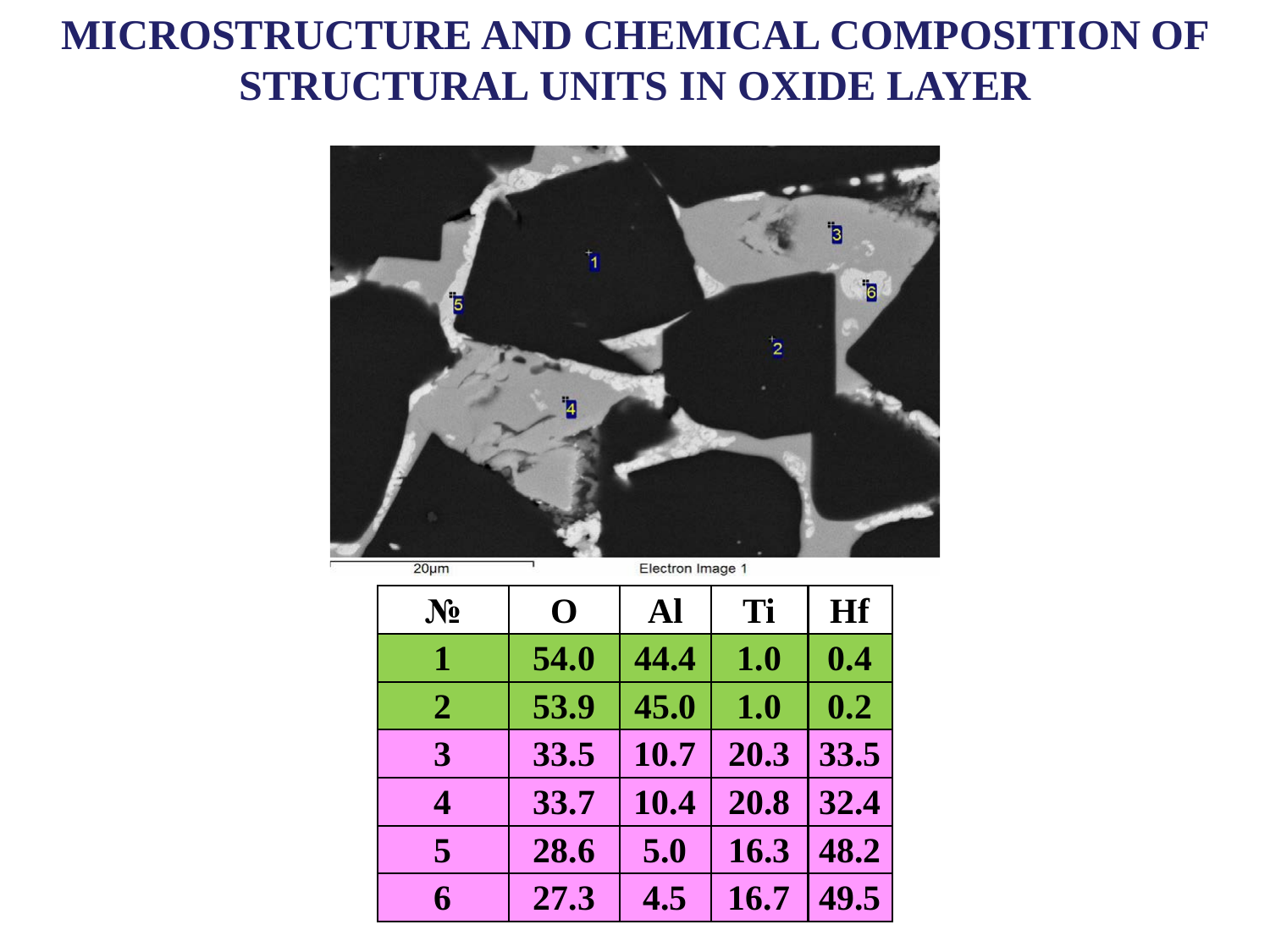# MICROSTRUCTURE AND CHEMICAL COMPOSITION OF STRUCTURAL UNITS IN OXIDE LAYER

| № | O | Al | Ti | Hf |
|---|---|---|---|---|
| 1 | 54.0 | 44.4 | 1.0 | 0.4 |
| 2 | 53.9 | 45.0 | 1.0 | 0.2 |
| 3 | 33.5 | 10.7 | 20.3 | 33.5 |
| 4 | 33.7 | 10.4 | 20.8 | 32.4 |
| 5 | 28.6 | 5.0 | 16.3 | 48.2 |
| 6 | 27.3 | 4.5 | 16.7 | 49.5 |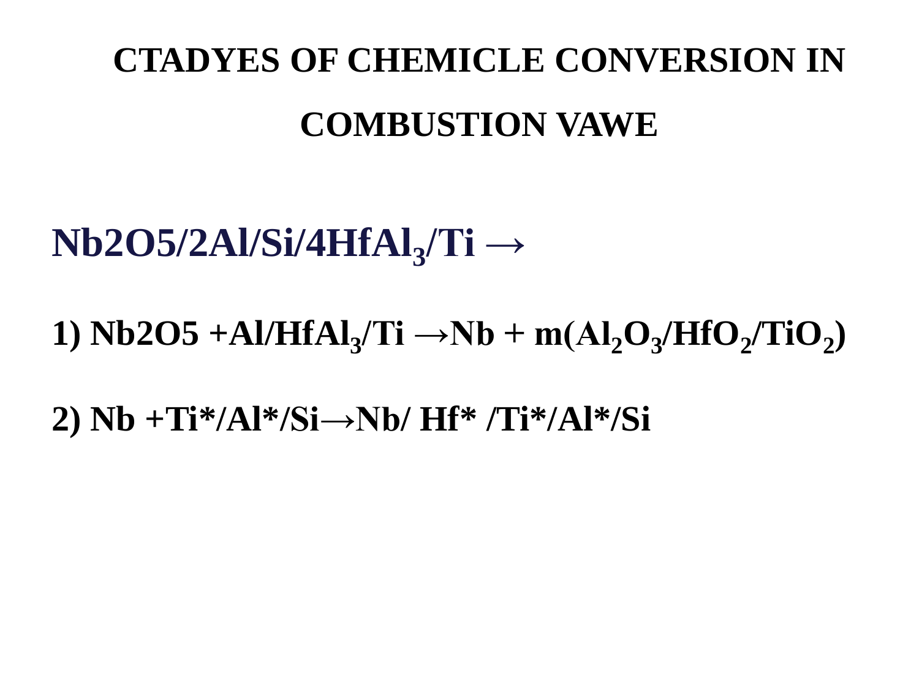# CTADYES OF CHEMICLE CONVERSION IN COMBUSTION VAWE

**Nb2O5/2Al/Si/4HfAl$_3$/Ti →**

**1) Nb2O5 +Al/HfAl$_3$/Ti →Nb + m(Al$_2$O$_3$/HfO$_2$/TiO$_2$)**

**2) Nb +Ti*/Al*/Si→Nb/ Hf* /Ti*/Al*/Si**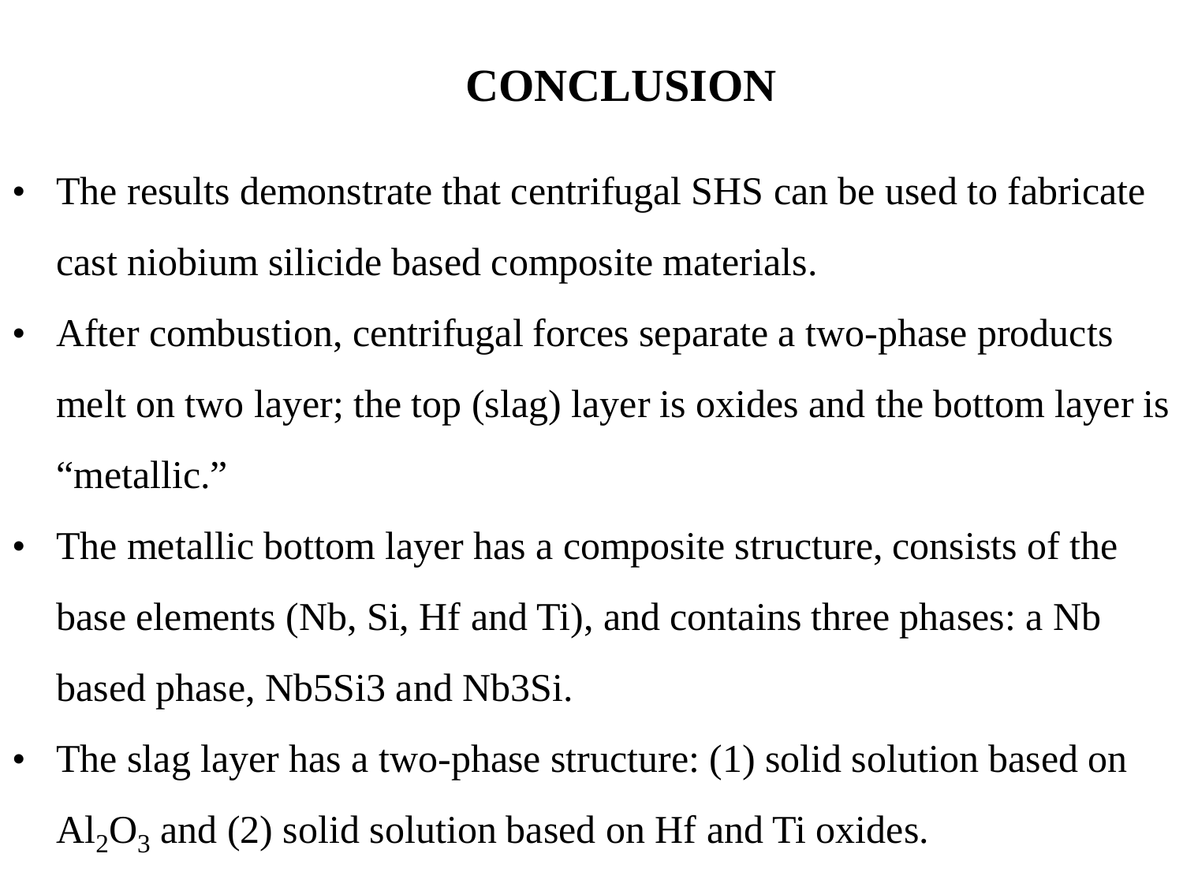# CONCLUSION

- The results demonstrate that centrifugal SHS can be used to fabricate cast niobium silicide based composite materials.
- After combustion, centrifugal forces separate a two-phase products melt on two layer; the top (slag) layer is oxides and the bottom layer is “metallic.”
- The metallic bottom layer has a composite structure, consists of the base elements (Nb, Si, Hf and Ti), and contains three phases: a Nb based phase, Nb5Si3 and Nb3Si.
- The slag layer has a two-phase structure: (1) solid solution based on $Al_2O_3$ and (2) solid solution based on Hf and Ti oxides.